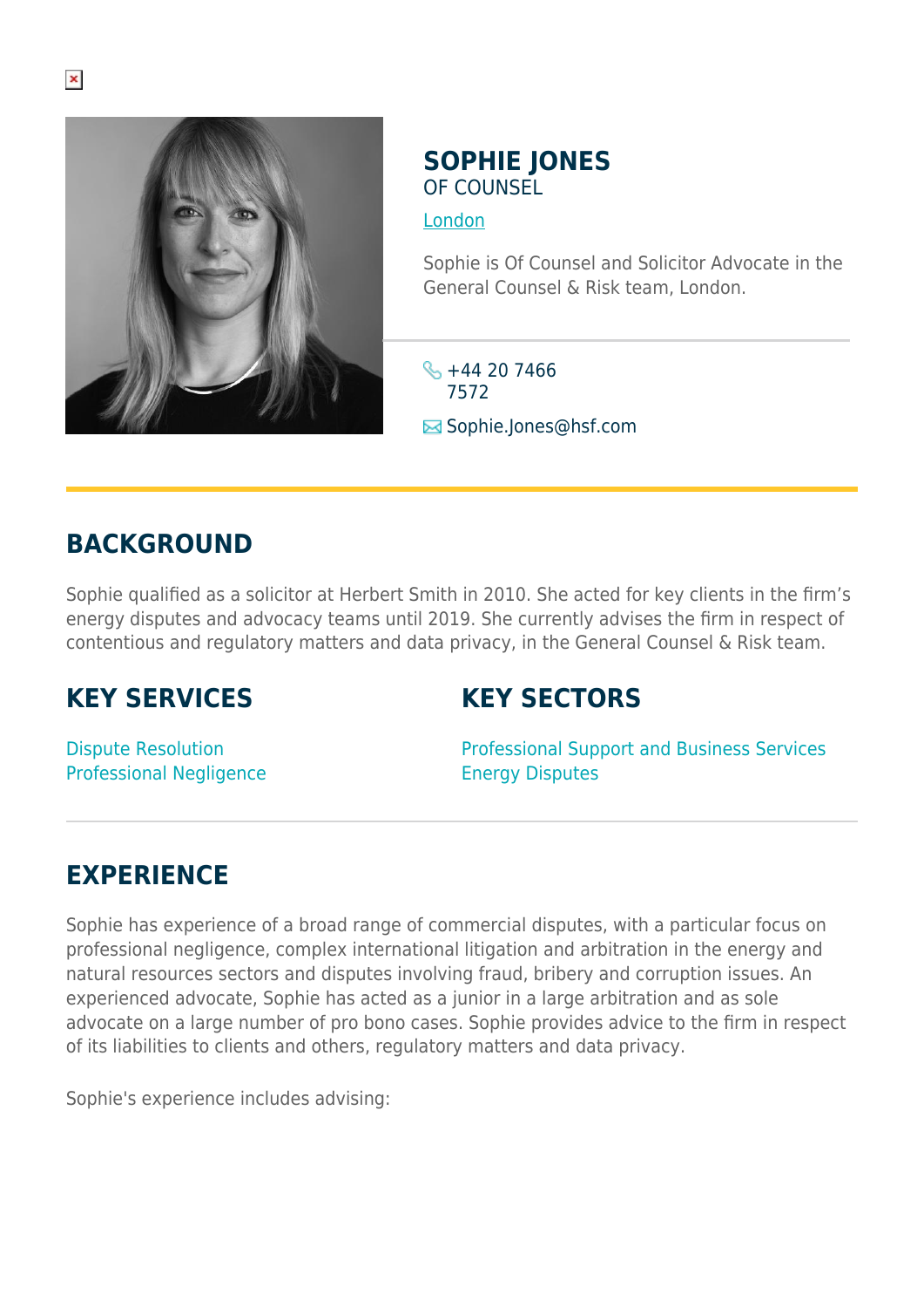# SOPHIE JONES

OF COUNSEL

London

Sophie is Of Counsel and Solicitor Advocate in the General Counsel & Risk team, London.

+44 20 7466 7572

Sophie.Jones@hsf.com

## BACKGROUND

Sophie qualified as a solicitor at Herbert Smith in 2010. She acted for key clients in the firm's energy disputes and advocacy teams until 2019. She currently advises the firm in respect of contentious and regulatory matters and data privacy, in the General Counsel & Risk team.

## KEY SERVICES

Dispute Resolution
Professional Negligence

## KEY SECTORS

Professional Support and Business Services
Energy Disputes

## EXPERIENCE

Sophie has experience of a broad range of commercial disputes, with a particular focus on professional negligence, complex international litigation and arbitration in the energy and natural resources sectors and disputes involving fraud, bribery and corruption issues. An experienced advocate, Sophie has acted as a junior in a large arbitration and as sole advocate on a large number of pro bono cases. Sophie provides advice to the firm in respect of its liabilities to clients and others, regulatory matters and data privacy.

Sophie's experience includes advising: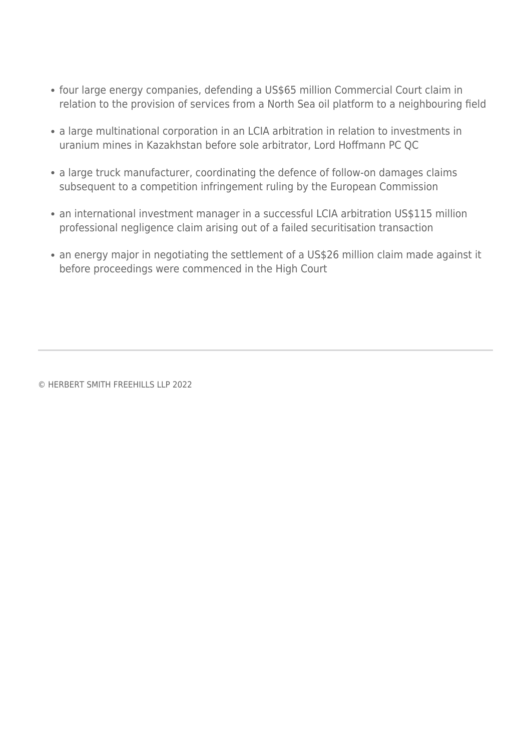- four large energy companies, defending a US$65 million Commercial Court claim in relation to the provision of services from a North Sea oil platform to a neighbouring field
- a large multinational corporation in an LCIA arbitration in relation to investments in uranium mines in Kazakhstan before sole arbitrator, Lord Hoffmann PC QC
- a large truck manufacturer, coordinating the defence of follow-on damages claims subsequent to a competition infringement ruling by the European Commission
- an international investment manager in a successful LCIA arbitration US$115 million professional negligence claim arising out of a failed securitisation transaction
- an energy major in negotiating the settlement of a US$26 million claim made against it before proceedings were commenced in the High Court

---

© HERBERT SMITH FREEHILLS LLP 2022